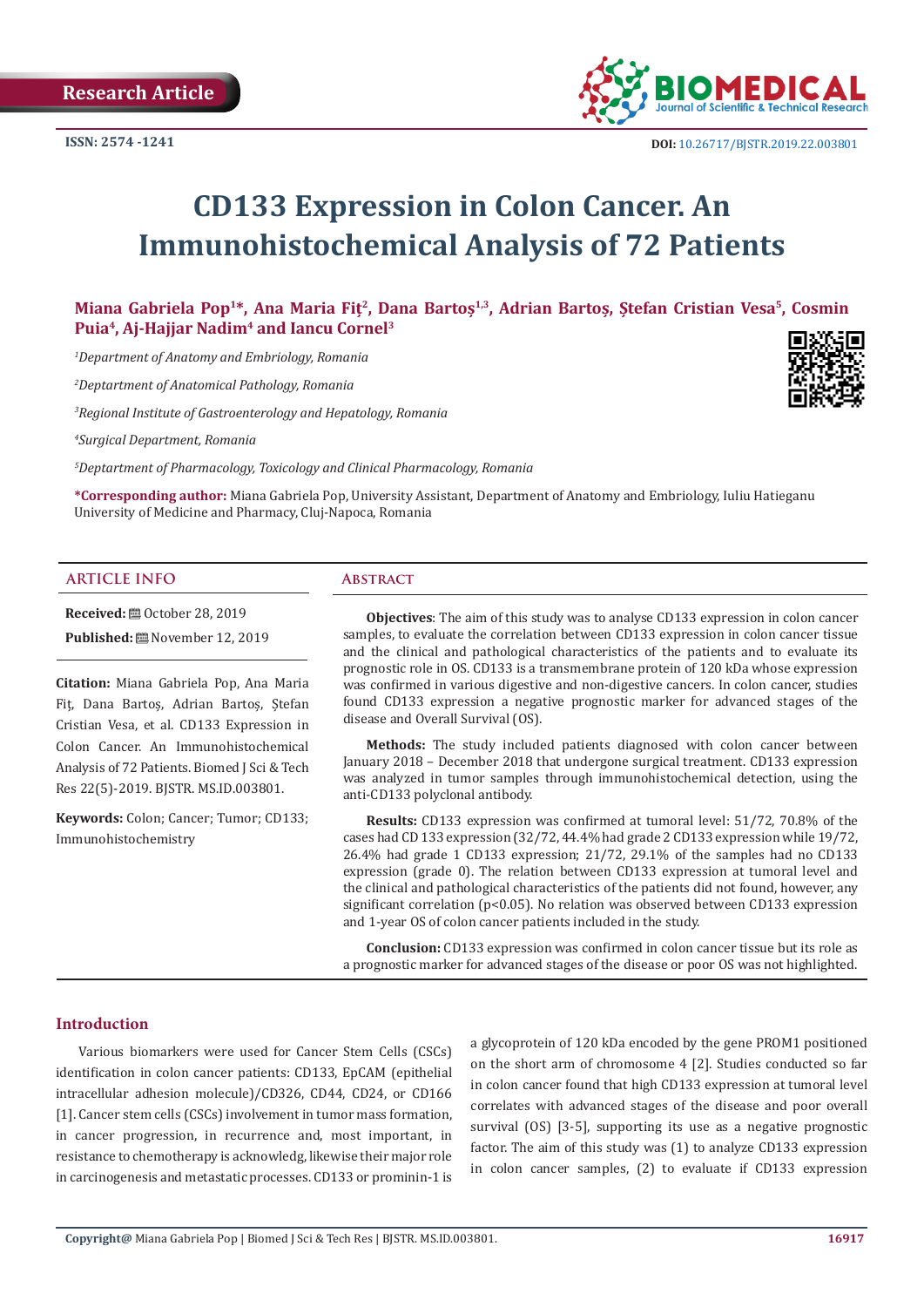Research Article

ISSN: 2574 -1241

DOI: 10.26717/BJSTR.2019.22.003801

# CD133 Expression in Colon Cancer. An Immunohistochemical Analysis of 72 Patients

**Miana Gabriela Pop[1]*, Ana Maria Fiţ[2], Dana Bartoş[1,3], Adrian Bartoş, Ştefan Cristian Vesa[5], Cosmin Puia[4], Aj-Hajjar Nadim[4] and Iancu Cornel[3]**

[1]*Department of Anatomy and Embriology, Romania*

[2]*Deptartment of Anatomical Pathology, Romania*

[3]*Regional Institute of Gastroenterology and Hepatology, Romania*

[4]*Surgical Department, Romania*

[5]*Deptartment of Pharmacology, Toxicology and Clinical Pharmacology, Romania*

**\*Corresponding author:** Miana Gabriela Pop, University Assistant, Department of Anatomy and Embriology, Iuliu Hatieganu University of Medicine and Pharmacy, Cluj-Napoca, Romania

## Article Info

**Received:** October 28, 2019

**Published:** November 12, 2019

**Citation:** Miana Gabriela Pop, Ana Maria Fiţ, Dana Bartoş, Adrian Bartoş, Ştefan Cristian Vesa, et al. CD133 Expression in Colon Cancer. An Immunohistochemical Analysis of 72 Patients. Biomed J Sci & Tech Res 22(5)-2019. BJSTR. MS.ID.003801.

**Keywords:** Colon; Cancer; Tumor; CD133; Immunohistochemistry

## Abstract

**Objectives**: The aim of this study was to analyse CD133 expression in colon cancer samples, to evaluate the correlation between CD133 expression in colon cancer tissue and the clinical and pathological characteristics of the patients and to evaluate its prognostic role in OS. CD133 is a transmembrane protein of 120 kDa whose expression was confirmed in various digestive and non-digestive cancers. In colon cancer, studies found CD133 expression a negative prognostic marker for advanced stages of the disease and Overall Survival (OS).

**Methods:** The study included patients diagnosed with colon cancer between January 2018 – December 2018 that undergone surgical treatment. CD133 expression was analyzed in tumor samples through immunohistochemical detection, using the anti-CD133 polyclonal antibody.

**Results:** CD133 expression was confirmed at tumoral level: 51/72, 70.8% of the cases had CD 133 expression (32/72, 44.4% had grade 2 CD133 expression while 19/72, 26.4% had grade 1 CD133 expression; 21/72, 29.1% of the samples had no CD133 expression (grade 0). The relation between CD133 expression at tumoral level and the clinical and pathological characteristics of the patients did not found, however, any significant correlation ($p<0.05$). No relation was observed between CD133 expression and 1-year OS of colon cancer patients included in the study.

**Conclusion:** CD133 expression was confirmed in colon cancer tissue but its role as a prognostic marker for advanced stages of the disease or poor OS was not highlighted.

## Introduction

Various biomarkers were used for Cancer Stem Cells (CSCs) identification in colon cancer patients: CD133, EpCAM (epithelial intracellular adhesion molecule)/CD326, CD44, CD24, or CD166 [1]. Cancer stem cells (CSCs) involvement in tumor mass formation, in cancer progression, in recurrence and, most important, in resistance to chemotherapy is acknowledg, likewise their major role in carcinogenesis and metastatic processes. CD133 or prominin-1 is a glycoprotein of 120 kDa encoded by the gene PROM1 positioned on the short arm of chromosome 4 [2]. Studies conducted so far in colon cancer found that high CD133 expression at tumoral level correlates with advanced stages of the disease and poor overall survival (OS) [3-5], supporting its use as a negative prognostic factor. The aim of this study was (1) to analyze CD133 expression in colon cancer samples, (2) to evaluate if CD133 expression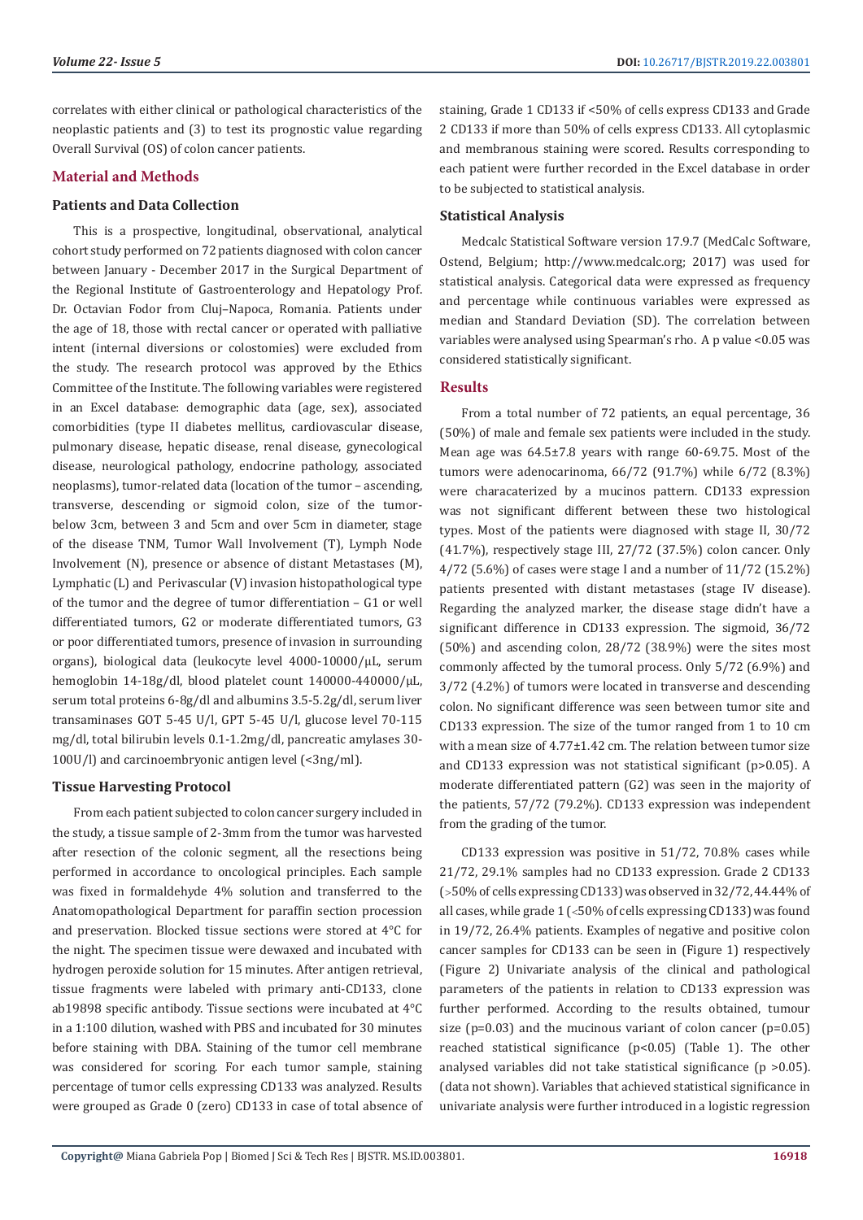correlates with either clinical or pathological characteristics of the neoplastic patients and (3) to test its prognostic value regarding Overall Survival (OS) of colon cancer patients.

## Material and Methods

### Patients and Data Collection

This is a prospective, longitudinal, observational, analytical cohort study performed on 72 patients diagnosed with colon cancer between January - December 2017 in the Surgical Department of the Regional Institute of Gastroenterology and Hepatology Prof. Dr. Octavian Fodor from Cluj–Napoca, Romania. Patients under the age of 18, those with rectal cancer or operated with palliative intent (internal diversions or colostomies) were excluded from the study. The research protocol was approved by the Ethics Committee of the Institute. The following variables were registered in an Excel database: demographic data (age, sex), associated comorbidities (type II diabetes mellitus, cardiovascular disease, pulmonary disease, hepatic disease, renal disease, gynecological disease, neurological pathology, endocrine pathology, associated neoplasms), tumor-related data (location of the tumor – ascending, transverse, descending or sigmoid colon, size of the tumor-below 3cm, between 3 and 5cm and over 5cm in diameter, stage of the disease TNM, Tumor Wall Involvement (T), Lymph Node Involvement (N), presence or absence of distant Metastases (M), Lymphatic (L) and Perivascular (V) invasion histopathological type of the tumor and the degree of tumor differentiation – G1 or well differentiated tumors, G2 or moderate differentiated tumors, G3 or poor differentiated tumors, presence of invasion in surrounding organs), biological data (leukocyte level 4000-10000/μL, serum hemoglobin 14-18g/dl, blood platelet count 140000-440000/μL, serum total proteins 6-8g/dl and albumins 3.5-5.2g/dl, serum liver transaminases GOT 5-45 U/l, GPT 5-45 U/l, glucose level 70-115 mg/dl, total bilirubin levels 0.1-1.2mg/dl, pancreatic amylases 30-100U/l) and carcinoembryonic antigen level (<3ng/ml).

### Tissue Harvesting Protocol

From each patient subjected to colon cancer surgery included in the study, a tissue sample of 2-3mm from the tumor was harvested after resection of the colonic segment, all the resections being performed in accordance to oncological principles. Each sample was fixed in formaldehyde 4% solution and transferred to the Anatomopathological Department for paraffin section procession and preservation. Blocked tissue sections were stored at 4°C for the night. The specimen tissue were dewaxed and incubated with hydrogen peroxide solution for 15 minutes. After antigen retrieval, tissue fragments were labeled with primary anti-CD133, clone ab19898 specific antibody. Tissue sections were incubated at 4°C in a 1:100 dilution, washed with PBS and incubated for 30 minutes before staining with DBA. Staining of the tumor cell membrane was considered for scoring. For each tumor sample, staining percentage of tumor cells expressing CD133 was analyzed. Results were grouped as Grade 0 (zero) CD133 in case of total absence of staining, Grade 1 CD133 if <50% of cells express CD133 and Grade 2 CD133 if more than 50% of cells express CD133. All cytoplasmic and membranous staining were scored. Results corresponding to each patient were further recorded in the Excel database in order to be subjected to statistical analysis.

### Statistical Analysis

Medcalc Statistical Software version 17.9.7 (MedCalc Software, Ostend, Belgium; http://www.medcalc.org; 2017) was used for statistical analysis. Categorical data were expressed as frequency and percentage while continuous variables were expressed as median and Standard Deviation (SD). The correlation between variables were analysed using Spearman's rho. A p value <0.05 was considered statistically significant.

## Results

From a total number of 72 patients, an equal percentage, 36 (50%) of male and female sex patients were included in the study. Mean age was 64.5±7.8 years with range 60-69.75. Most of the tumors were adenocarinoma, 66/72 (91.7%) while 6/72 (8.3%) were characaterized by a mucinos pattern. CD133 expression was not significant different between these two histological types. Most of the patients were diagnosed with stage II, 30/72 (41.7%), respectively stage III, 27/72 (37.5%) colon cancer. Only 4/72 (5.6%) of cases were stage I and a number of 11/72 (15.2%) patients presented with distant metastases (stage IV disease). Regarding the analyzed marker, the disease stage didn't have a significant difference in CD133 expression. The sigmoid, 36/72 (50%) and ascending colon, 28/72 (38.9%) were the sites most commonly affected by the tumoral process. Only 5/72 (6.9%) and 3/72 (4.2%) of tumors were located in transverse and descending colon. No significant difference was seen between tumor site and CD133 expression. The size of the tumor ranged from 1 to 10 cm with a mean size of 4.77±1.42 cm. The relation between tumor size and CD133 expression was not statistical significant (p>0.05). A moderate differentiated pattern (G2) was seen in the majority of the patients, 57/72 (79.2%). CD133 expression was independent from the grading of the tumor.

CD133 expression was positive in 51/72, 70.8% cases while 21/72, 29.1% samples had no CD133 expression. Grade 2 CD133 (>50% of cells expressing CD133) was observed in 32/72, 44.44% of all cases, while grade 1 (<50% of cells expressing CD133) was found in 19/72, 26.4% patients. Examples of negative and positive colon cancer samples for CD133 can be seen in (Figure 1) respectively (Figure 2) Univariate analysis of the clinical and pathological parameters of the patients in relation to CD133 expression was further performed. According to the results obtained, tumour size (p=0.03) and the mucinous variant of colon cancer (p=0.05) reached statistical significance (p<0.05) (Table 1). The other analysed variables did not take statistical significance (p >0.05). (data not shown). Variables that achieved statistical significance in univariate analysis were further introduced in a logistic regression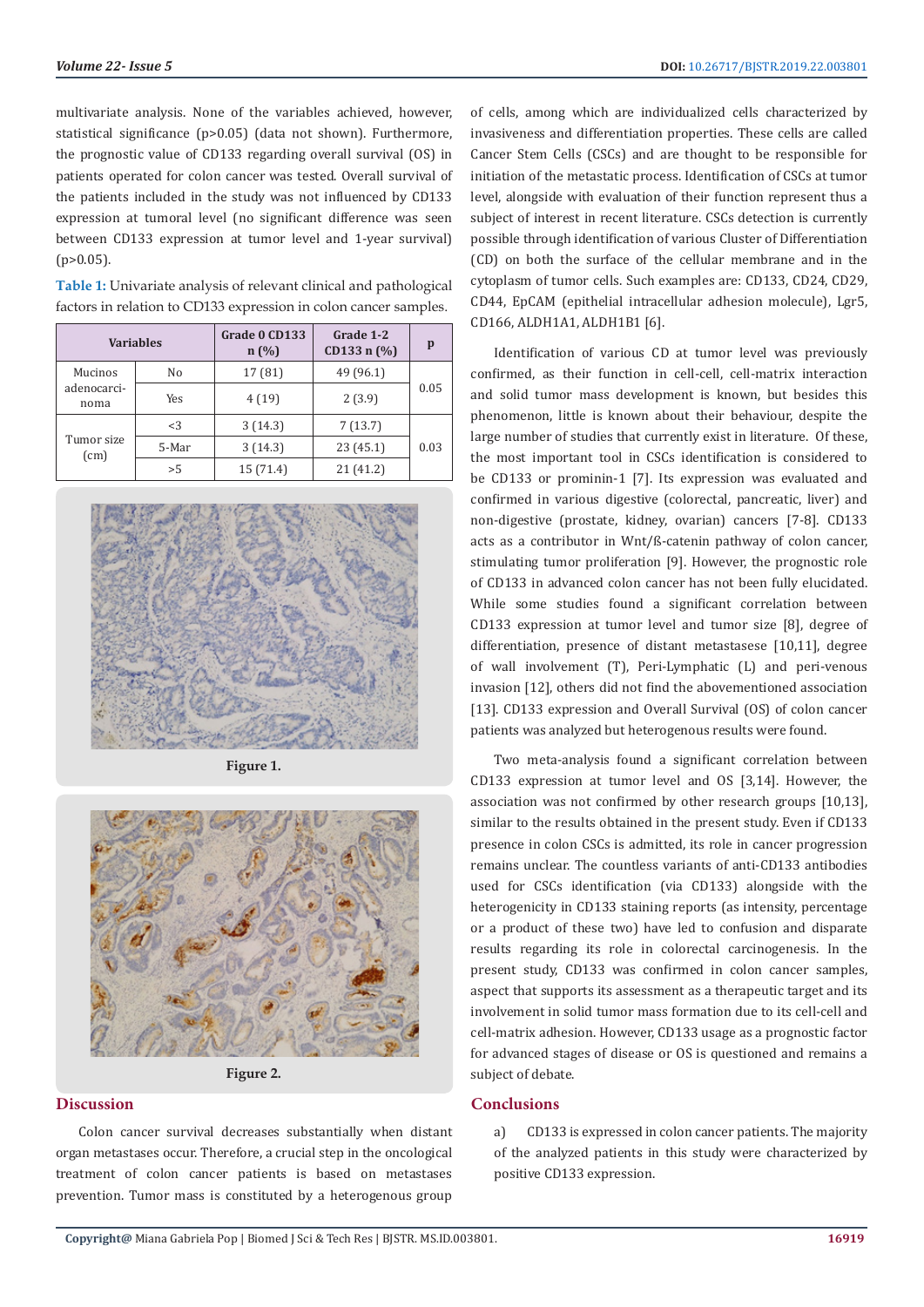multivariate analysis. None of the variables achieved, however, statistical significance (p>0.05) (data not shown). Furthermore, the prognostic value of CD133 regarding overall survival (OS) in patients operated for colon cancer was tested. Overall survival of the patients included in the study was not influenced by CD133 expression at tumoral level (no significant difference was seen between CD133 expression at tumor level and 1-year survival) (p>0.05).

**Table 1:** Univariate analysis of relevant clinical and pathological factors in relation to CD133 expression in colon cancer samples.

| Variables | | Grade 0 CD133 n (%) | Grade 1-2 CD133 n (%) | p |
|---|---|---|---|---|
| Mucinos adenocarcinoma | No | 17 (81) | 49 (96.1) | 0.05 |
| | Yes | 4 (19) | 2 (3.9) | |
| Tumor size (cm) | <3 | 3 (14.3) | 7 (13.7) | 0.03 |
| | 5-Mar | 3 (14.3) | 23 (45.1) | |
| | >5 | 15 (71.4) | 21 (41.2) | |

Figure 1.

Figure 2.

## Discussion

Colon cancer survival decreases substantially when distant organ metastases occur. Therefore, a crucial step in the oncological treatment of colon cancer patients is based on metastases prevention. Tumor mass is constituted by a heterogenous group of cells, among which are individualized cells characterized by invasiveness and differentiation properties. These cells are called Cancer Stem Cells (CSCs) and are thought to be responsible for initiation of the metastatic process. Identification of CSCs at tumor level, alongside with evaluation of their function represent thus a subject of interest in recent literature. CSCs detection is currently possible through identification of various Cluster of Differentiation (CD) on both the surface of the cellular membrane and in the cytoplasm of tumor cells. Such examples are: CD133, CD24, CD29, CD44, EpCAM (epithelial intracellular adhesion molecule), Lgr5, CD166, ALDH1A1, ALDH1B1 [6].

Identification of various CD at tumor level was previously confirmed, as their function in cell-cell, cell-matrix interaction and solid tumor mass development is known, but besides this phenomenon, little is known about their behaviour, despite the large number of studies that currently exist in literature. Of these, the most important tool in CSCs identification is considered to be CD133 or prominin-1 [7]. Its expression was evaluated and confirmed in various digestive (colorectal, pancreatic, liver) and non-digestive (prostate, kidney, ovarian) cancers [7-8]. CD133 acts as a contributor in Wnt/ß-catenin pathway of colon cancer, stimulating tumor proliferation [9]. However, the prognostic role of CD133 in advanced colon cancer has not been fully elucidated. While some studies found a significant correlation between CD133 expression at tumor level and tumor size [8], degree of differentiation, presence of distant metastasese [10,11], degree of wall involvement (T), Peri-Lymphatic (L) and peri-venous invasion [12], others did not find the abovementioned association [13]. CD133 expression and Overall Survival (OS) of colon cancer patients was analyzed but heterogenous results were found.

Two meta-analysis found a significant correlation between CD133 expression at tumor level and OS [3,14]. However, the association was not confirmed by other research groups [10,13], similar to the results obtained in the present study. Even if CD133 presence in colon CSCs is admitted, its role in cancer progression remains unclear. The countless variants of anti-CD133 antibodies used for CSCs identification (via CD133) alongside with the heterogenicity in CD133 staining reports (as intensity, percentage or a product of these two) have led to confusion and disparate results regarding its role in colorectal carcinogenesis. In the present study, CD133 was confirmed in colon cancer samples, aspect that supports its assessment as a therapeutic target and its involvement in solid tumor mass formation due to its cell-cell and cell-matrix adhesion. However, CD133 usage as a prognostic factor for advanced stages of disease or OS is questioned and remains a subject of debate.

## Conclusions

a) CD133 is expressed in colon cancer patients. The majority of the analyzed patients in this study were characterized by positive CD133 expression.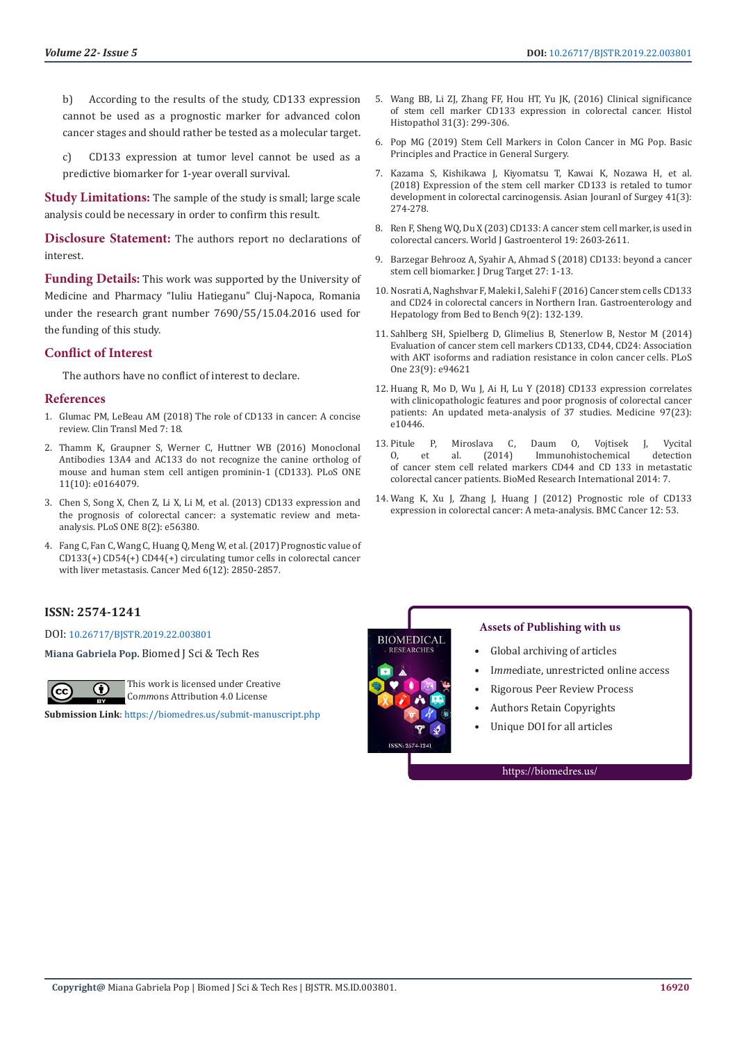b) According to the results of the study, CD133 expression cannot be used as a prognostic marker for advanced colon cancer stages and should rather be tested as a molecular target.

c) CD133 expression at tumor level cannot be used as a predictive biomarker for 1-year overall survival.

**Study Limitations:** The sample of the study is small; large scale analysis could be necessary in order to confirm this result.

**Disclosure Statement:** The authors report no declarations of interest.

**Funding Details:** This work was supported by the University of Medicine and Pharmacy "Iuliu Hatieganu" Cluj-Napoca, Romania under the research grant number 7690/55/15.04.2016 used for the funding of this study.

## Conflict of Interest

The authors have no conflict of interest to declare.

## References

1. Glumac PM, LeBeau AM (2018) The role of CD133 in cancer: A concise review. Clin Transl Med 7: 18.
2. Thamm K, Graupner S, Werner C, Huttner WB (2016) Monoclonal Antibodies 13A4 and AC133 do not recognize the canine ortholog of mouse and human stem cell antigen prominin-1 (CD133). PLoS ONE 11(10): e0164079.
3. Chen S, Song X, Chen Z, Li X, Li M, et al. (2013) CD133 expression and the prognosis of colorectal cancer: a systematic review and meta-analysis. PLoS ONE 8(2): e56380.
4. Fang C, Fan C, Wang C, Huang Q, Meng W, et al. (2017) Prognostic value of CD133(+) CD54(+) CD44(+) circulating tumor cells in colorectal cancer with liver metastasis. Cancer Med 6(12): 2850-2857.
5. Wang BB, Li ZJ, Zhang FF, Hou HT, Yu JK, (2016) Clinical significance of stem cell marker CD133 expression in colorectal cancer. Histol Histopathol 31(3): 299-306.
6. Pop MG (2019) Stem Cell Markers in Colon Cancer in MG Pop. Basic Principles and Practice in General Surgery.
7. Kazama S, Kishikawa J, Kiyomatsu T, Kawai K, Nozawa H, et al. (2018) Expression of the stem cell marker CD133 is retaled to tumor development in colorectal carcinogensis. Asian Jouranl of Surgey 41(3): 274-278.
8. Ren F, Sheng WQ, Du X (203) CD133: A cancer stem cell marker, is used in colorectal cancers. World J Gastroenterol 19: 2603-2611.
9. Barzegar Behrooz A, Syahir A, Ahmad S (2018) CD133: beyond a cancer stem cell biomarker. J Drug Target 27: 1-13.
10. Nosrati A, Naghshvar F, Maleki I, Salehi F (2016) Cancer stem cells CD133 and CD24 in colorectal cancers in Northern Iran. Gastroenterology and Hepatology from Bed to Bench 9(2): 132-139.
11. Sahlberg SH, Spielberg D, Glimelius B, Stenerlow B, Nestor M (2014) Evaluation of cancer stem cell markers CD133, CD44, CD24: Association with AKT isoforms and radiation resistance in colon cancer cells. PLoS One 23(9): e94621
12. Huang R, Mo D, Wu J, Ai H, Lu Y (2018) CD133 expression correlates with clinicopathologic features and poor prognosis of colorectal cancer patients: An updated meta-analysis of 37 studies. Medicine 97(23): e10446.
13. Pitule P, Miroslava C, Daum O, Vojtisek J, Vycital O, et al. (2014) Immunohistochemical detection of cancer stem cell related markers CD44 and CD 133 in metastatic colorectal cancer patients. BioMed Research International 2014: 7.
14. Wang K, Xu J, Zhang J, Huang J (2012) Prognostic role of CD133 expression in colorectal cancer: A meta-analysis. BMC Cancer 12: 53.

**ISSN: 2574-1241**

DOI: 10.26717/BJSTR.2019.22.003801

**Miana Gabriela Pop.** Biomed J Sci & Tech Res

This work is licensed under Creative Commons Attribution 4.0 License

**Submission Link**: https://biomedres.us/submit-manuscript.php

**Assets of Publishing with us**

- Global archiving of articles
- Immediate, unrestricted online access
- Rigorous Peer Review Process
- Authors Retain Copyrights
- Unique DOI for all articles

https://biomedres.us/